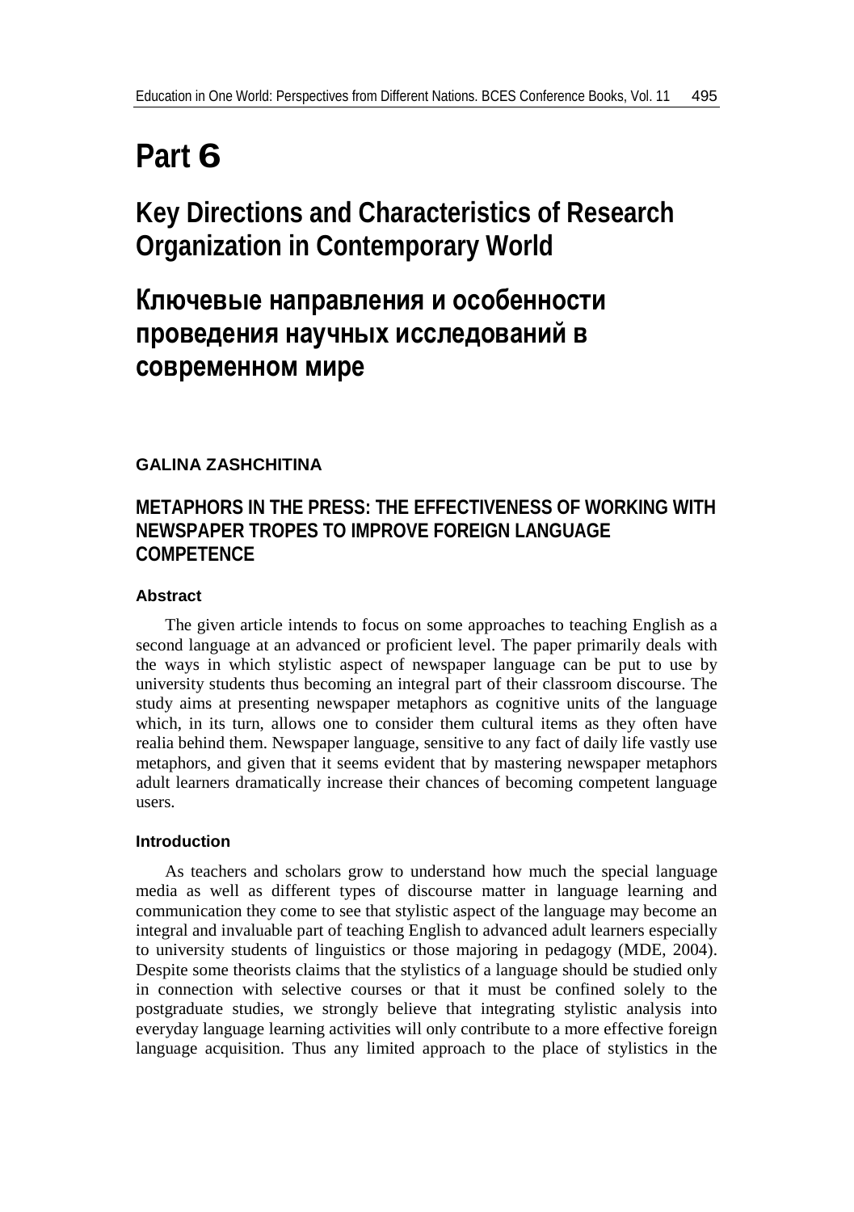# Part 6

## Key Directions and Characteristics of Research Organization in Contemporary World

## Ключевые направления и особенности проведения научных исследований в современном мире

**GALINA ZASHCHITINA**

### METAPHORS IN THE PRESS: THE EFFECTIVENESS OF WORKING WITH NEWSPAPER TROPES TO IMPROVE FOREIGN LANGUAGE COMPETENCE

#### Abstract

The given article intends to focus on some approaches to teaching English as a second language at an advanced or proficient level. The paper primarily deals with the ways in which stylistic aspect of newspaper language can be put to use by university students thus becoming an integral part of their classroom discourse. The study aims at presenting newspaper metaphors as cognitive units of the language which, in its turn, allows one to consider them cultural items as they often have realia behind them. Newspaper language, sensitive to any fact of daily life vastly use metaphors, and given that it seems evident that by mastering newspaper metaphors adult learners dramatically increase their chances of becoming competent language users.

#### Introduction

As teachers and scholars grow to understand how much the special language media as well as different types of discourse matter in language learning and communication they come to see that stylistic aspect of the language may become an integral and invaluable part of teaching English to advanced adult learners especially to university students of linguistics or those majoring in pedagogy (MDE, 2004). Despite some theorists claims that the stylistics of a language should be studied only in connection with selective courses or that it must be confined solely to the postgraduate studies, we strongly believe that integrating stylistic analysis into everyday language learning activities will only contribute to a more effective foreign language acquisition. Thus any limited approach to the place of stylistics in the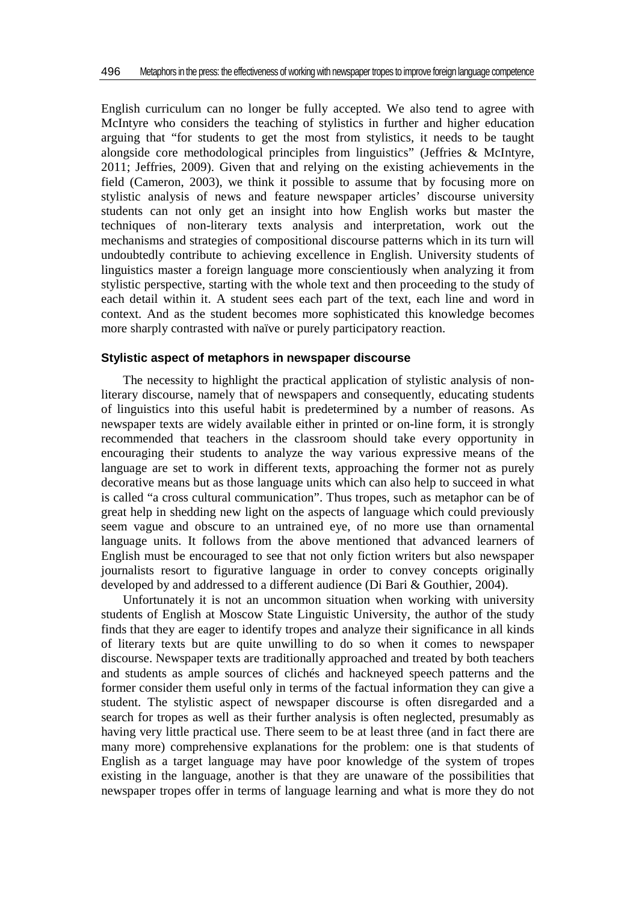English curriculum can no longer be fully accepted. We also tend to agree with McIntyre who considers the teaching of stylistics in further and higher education arguing that "for students to get the most from stylistics, it needs to be taught alongside core methodological principles from linguistics" (Jeffries & McIntyre, 2011; Jeffries, 2009). Given that and relying on the existing achievements in the field (Cameron, 2003), we think it possible to assume that by focusing more on stylistic analysis of news and feature newspaper articles' discourse university students can not only get an insight into how English works but master the techniques of non-literary texts analysis and interpretation, work out the mechanisms and strategies of compositional discourse patterns which in its turn will undoubtedly contribute to achieving excellence in English. University students of linguistics master a foreign language more conscientiously when analyzing it from stylistic perspective, starting with the whole text and then proceeding to the study of each detail within it. A student sees each part of the text, each line and word in context. And as the student becomes more sophisticated this knowledge becomes more sharply contrasted with naïve or purely participatory reaction.

### Stylistic aspect of metaphors in newspaper discourse

The necessity to highlight the practical application of stylistic analysis of non-literary discourse, namely that of newspapers and consequently, educating students of linguistics into this useful habit is predetermined by a number of reasons. As newspaper texts are widely available either in printed or on-line form, it is strongly recommended that teachers in the classroom should take every opportunity in encouraging their students to analyze the way various expressive means of the language are set to work in different texts, approaching the former not as purely decorative means but as those language units which can also help to succeed in what is called "a cross cultural communication". Thus tropes, such as metaphor can be of great help in shedding new light on the aspects of language which could previously seem vague and obscure to an untrained eye, of no more use than ornamental language units. It follows from the above mentioned that advanced learners of English must be encouraged to see that not only fiction writers but also newspaper journalists resort to figurative language in order to convey concepts originally developed by and addressed to a different audience (Di Bari & Gouthier, 2004).

Unfortunately it is not an uncommon situation when working with university students of English at Moscow State Linguistic University, the author of the study finds that they are eager to identify tropes and analyze their significance in all kinds of literary texts but are quite unwilling to do so when it comes to newspaper discourse. Newspaper texts are traditionally approached and treated by both teachers and students as ample sources of clichés and hackneyed speech patterns and the former consider them useful only in terms of the factual information they can give a student. The stylistic aspect of newspaper discourse is often disregarded and a search for tropes as well as their further analysis is often neglected, presumably as having very little practical use. There seem to be at least three (and in fact there are many more) comprehensive explanations for the problem: one is that students of English as a target language may have poor knowledge of the system of tropes existing in the language, another is that they are unaware of the possibilities that newspaper tropes offer in terms of language learning and what is more they do not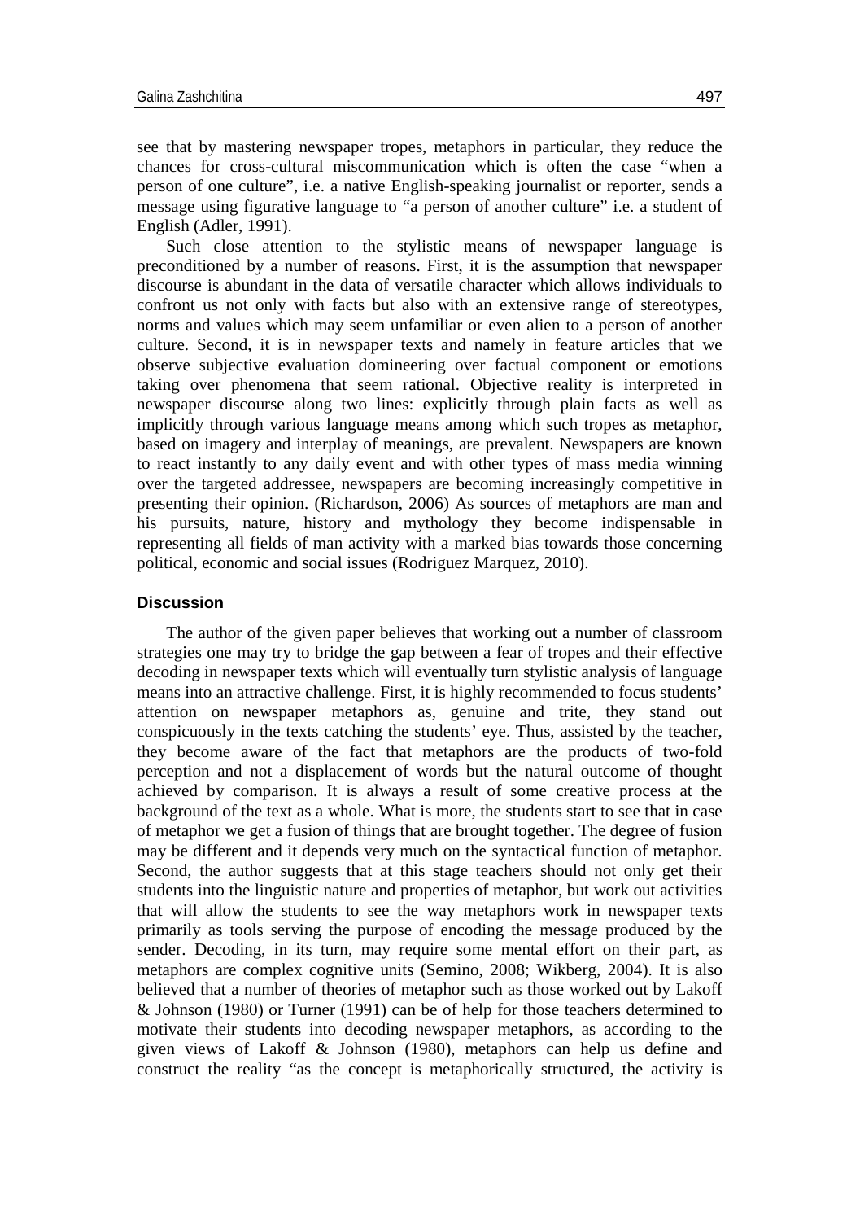see that by mastering newspaper tropes, metaphors in particular, they reduce the chances for cross-cultural miscommunication which is often the case "when a person of one culture", i.e. a native English-speaking journalist or reporter, sends a message using figurative language to "a person of another culture" i.e. a student of English (Adler, 1991).

Such close attention to the stylistic means of newspaper language is preconditioned by a number of reasons. First, it is the assumption that newspaper discourse is abundant in the data of versatile character which allows individuals to confront us not only with facts but also with an extensive range of stereotypes, norms and values which may seem unfamiliar or even alien to a person of another culture. Second, it is in newspaper texts and namely in feature articles that we observe subjective evaluation domineering over factual component or emotions taking over phenomena that seem rational. Objective reality is interpreted in newspaper discourse along two lines: explicitly through plain facts as well as implicitly through various language means among which such tropes as metaphor, based on imagery and interplay of meanings, are prevalent. Newspapers are known to react instantly to any daily event and with other types of mass media winning over the targeted addressee, newspapers are becoming increasingly competitive in presenting their opinion. (Richardson, 2006) As sources of metaphors are man and his pursuits, nature, history and mythology they become indispensable in representing all fields of man activity with a marked bias towards those concerning political, economic and social issues (Rodriguez Marquez, 2010).

## Discussion

The author of the given paper believes that working out a number of classroom strategies one may try to bridge the gap between a fear of tropes and their effective decoding in newspaper texts which will eventually turn stylistic analysis of language means into an attractive challenge. First, it is highly recommended to focus students' attention on newspaper metaphors as, genuine and trite, they stand out conspicuously in the texts catching the students' eye. Thus, assisted by the teacher, they become aware of the fact that metaphors are the products of two-fold perception and not a displacement of words but the natural outcome of thought achieved by comparison. It is always a result of some creative process at the background of the text as a whole. What is more, the students start to see that in case of metaphor we get a fusion of things that are brought together. The degree of fusion may be different and it depends very much on the syntactical function of metaphor. Second, the author suggests that at this stage teachers should not only get their students into the linguistic nature and properties of metaphor, but work out activities that will allow the students to see the way metaphors work in newspaper texts primarily as tools serving the purpose of encoding the message produced by the sender. Decoding, in its turn, may require some mental effort on their part, as metaphors are complex cognitive units (Semino, 2008; Wikberg, 2004). It is also believed that a number of theories of metaphor such as those worked out by Lakoff & Johnson (1980) or Turner (1991) can be of help for those teachers determined to motivate their students into decoding newspaper metaphors, as according to the given views of Lakoff & Johnson (1980), metaphors can help us define and construct the reality "as the concept is metaphorically structured, the activity is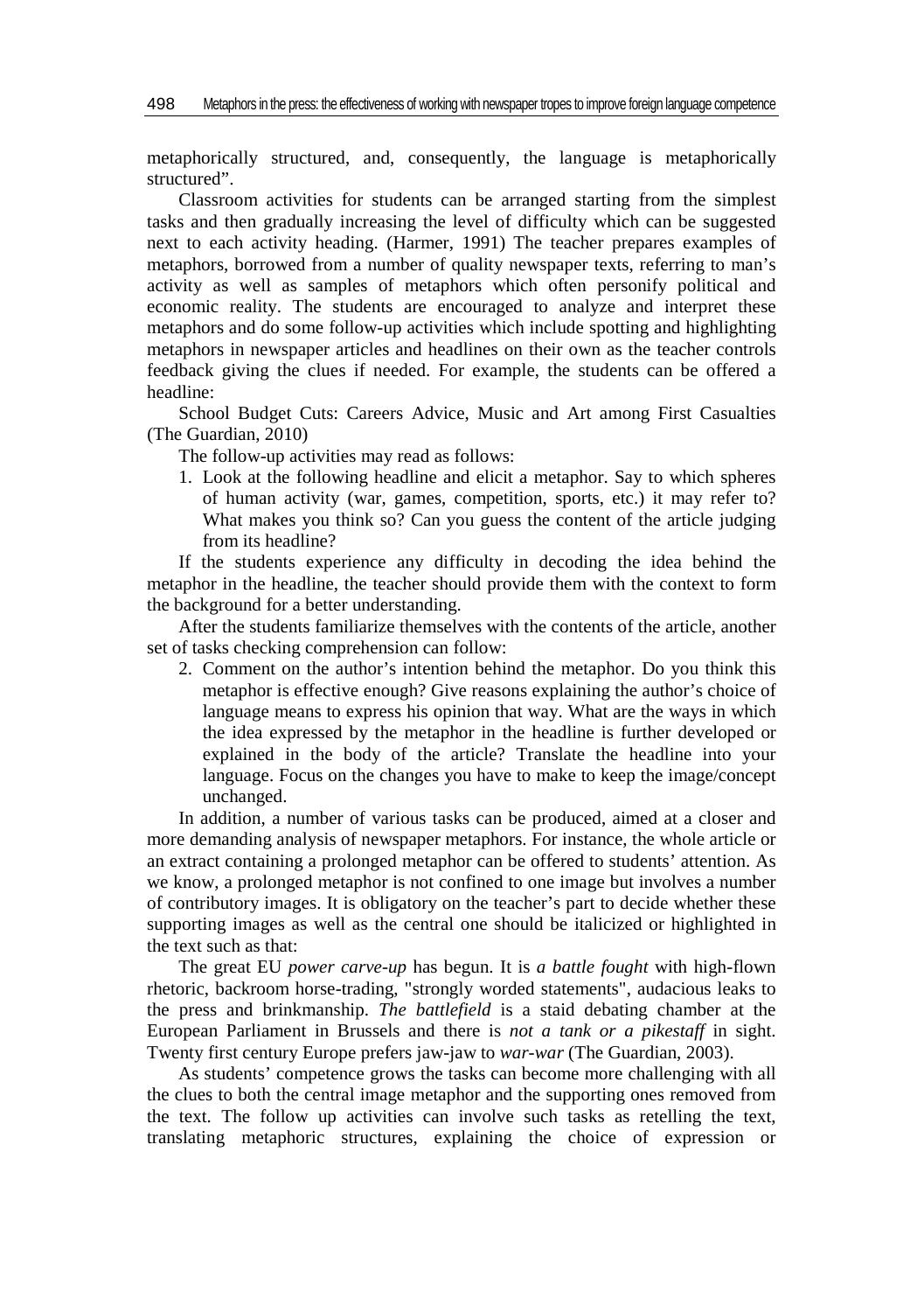metaphorically structured, and, consequently, the language is metaphorically structured".

Classroom activities for students can be arranged starting from the simplest tasks and then gradually increasing the level of difficulty which can be suggested next to each activity heading. (Harmer, 1991) The teacher prepares examples of metaphors, borrowed from a number of quality newspaper texts, referring to man's activity as well as samples of metaphors which often personify political and economic reality. The students are encouraged to analyze and interpret these metaphors and do some follow-up activities which include spotting and highlighting metaphors in newspaper articles and headlines on their own as the teacher controls feedback giving the clues if needed. For example, the students can be offered a headline:

School Budget Cuts: Careers Advice, Music and Art among First Casualties (The Guardian, 2010)

The follow-up activities may read as follows:

1. Look at the following headline and elicit a metaphor. Say to which spheres of human activity (war, games, competition, sports, etc.) it may refer to? What makes you think so? Can you guess the content of the article judging from its headline?

If the students experience any difficulty in decoding the idea behind the metaphor in the headline, the teacher should provide them with the context to form the background for a better understanding.

After the students familiarize themselves with the contents of the article, another set of tasks checking comprehension can follow:

2. Comment on the author's intention behind the metaphor. Do you think this metaphor is effective enough? Give reasons explaining the author's choice of language means to express his opinion that way. What are the ways in which the idea expressed by the metaphor in the headline is further developed or explained in the body of the article? Translate the headline into your language. Focus on the changes you have to make to keep the image/concept unchanged.

In addition, a number of various tasks can be produced, aimed at a closer and more demanding analysis of newspaper metaphors. For instance, the whole article or an extract containing a prolonged metaphor can be offered to students' attention. As we know, a prolonged metaphor is not confined to one image but involves a number of contributory images. It is obligatory on the teacher's part to decide whether these supporting images as well as the central one should be italicized or highlighted in the text such as that:

The great EU *power carve-up* has begun. It is *a battle fought* with high-flown rhetoric, backroom horse-trading, "strongly worded statements", audacious leaks to the press and brinkmanship. *The battlefield* is a staid debating chamber at the European Parliament in Brussels and there is *not a tank or a pikestaff* in sight. Twenty first century Europe prefers jaw-jaw to *war-war* (The Guardian, 2003).

As students' competence grows the tasks can become more challenging with all the clues to both the central image metaphor and the supporting ones removed from the text. The follow up activities can involve such tasks as retelling the text, translating metaphoric structures, explaining the choice of expression or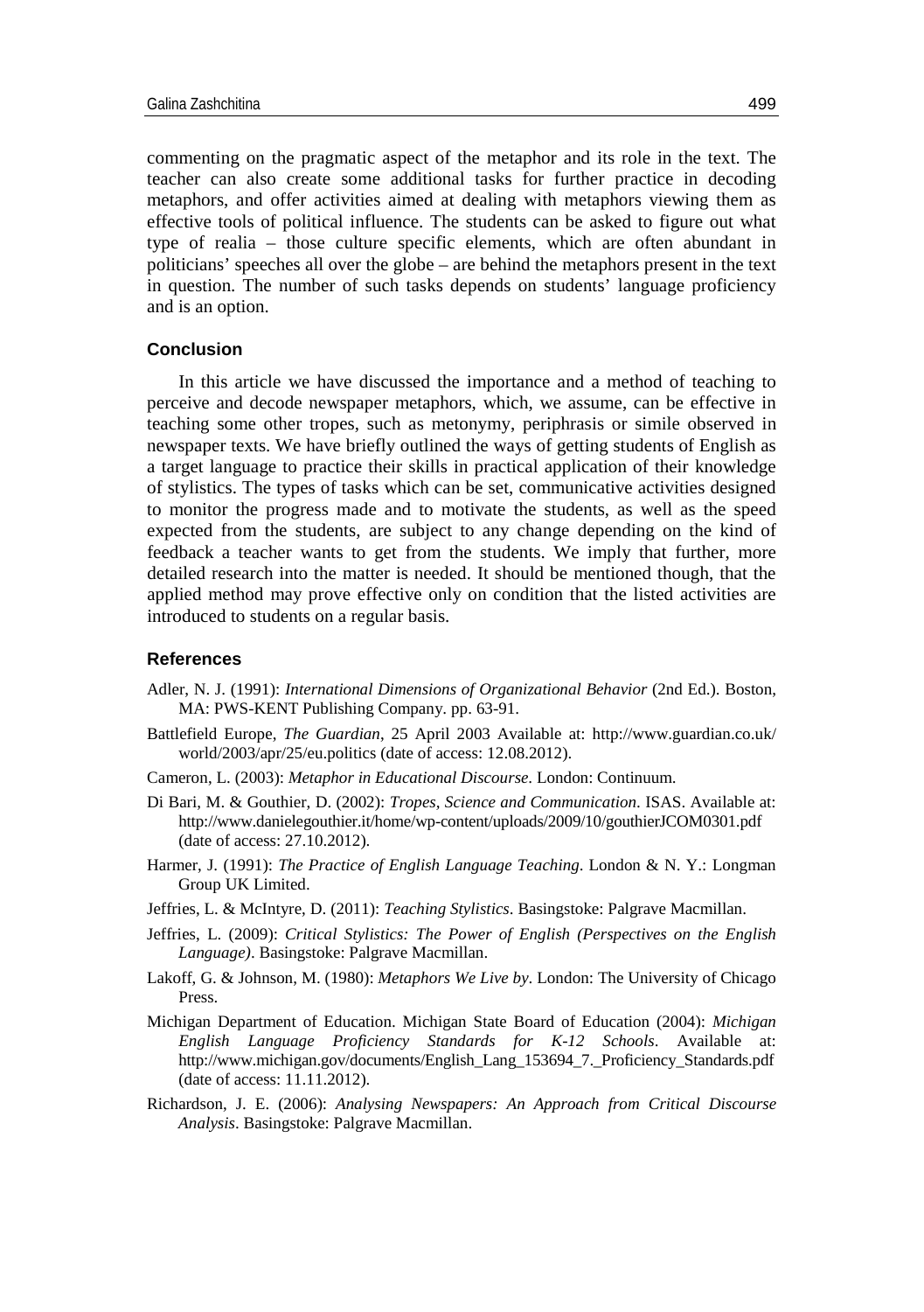commenting on the pragmatic aspect of the metaphor and its role in the text. The teacher can also create some additional tasks for further practice in decoding metaphors, and offer activities aimed at dealing with metaphors viewing them as effective tools of political influence. The students can be asked to figure out what type of realia – those culture specific elements, which are often abundant in politicians' speeches all over the globe – are behind the metaphors present in the text in question. The number of such tasks depends on students' language proficiency and is an option.

## Conclusion

In this article we have discussed the importance and a method of teaching to perceive and decode newspaper metaphors, which, we assume, can be effective in teaching some other tropes, such as metonymy, periphrasis or simile observed in newspaper texts. We have briefly outlined the ways of getting students of English as a target language to practice their skills in practical application of their knowledge of stylistics. The types of tasks which can be set, communicative activities designed to monitor the progress made and to motivate the students, as well as the speed expected from the students, are subject to any change depending on the kind of feedback a teacher wants to get from the students. We imply that further, more detailed research into the matter is needed. It should be mentioned though, that the applied method may prove effective only on condition that the listed activities are introduced to students on a regular basis.

## References

Adler, N. J. (1991): *International Dimensions of Organizational Behavior* (2nd Ed.). Boston, MA: PWS-KENT Publishing Company. pp. 63-91.

Battlefield Europe, *The Guardian*, 25 April 2003 Available at: http://www.guardian.co.uk/world/2003/apr/25/eu.politics (date of access: 12.08.2012).

Cameron, L. (2003): *Metaphor in Educational Discourse*. London: Continuum.

Di Bari, M. & Gouthier, D. (2002): *Tropes, Science and Communication*. ISAS. Available at: http://www.danielegouthier.it/home/wp-content/uploads/2009/10/gouthierJCOM0301.pdf (date of access: 27.10.2012).

Harmer, J. (1991): *The Practice of English Language Teaching*. London & N. Y.: Longman Group UK Limited.

Jeffries, L. & McIntyre, D. (2011): *Teaching Stylistics*. Basingstoke: Palgrave Macmillan.

Jeffries, L. (2009): *Critical Stylistics: The Power of English (Perspectives on the English Language)*. Basingstoke: Palgrave Macmillan.

Lakoff, G. & Johnson, M. (1980): *Metaphors We Live by*. London: The University of Chicago Press.

Michigan Department of Education. Michigan State Board of Education (2004): *Michigan English Language Proficiency Standards for K-12 Schools*. Available at: http://www.michigan.gov/documents/English_Lang_153694_7._Proficiency_Standards.pdf (date of access: 11.11.2012).

Richardson, J. E. (2006): *Analysing Newspapers: An Approach from Critical Discourse Analysis*. Basingstoke: Palgrave Macmillan.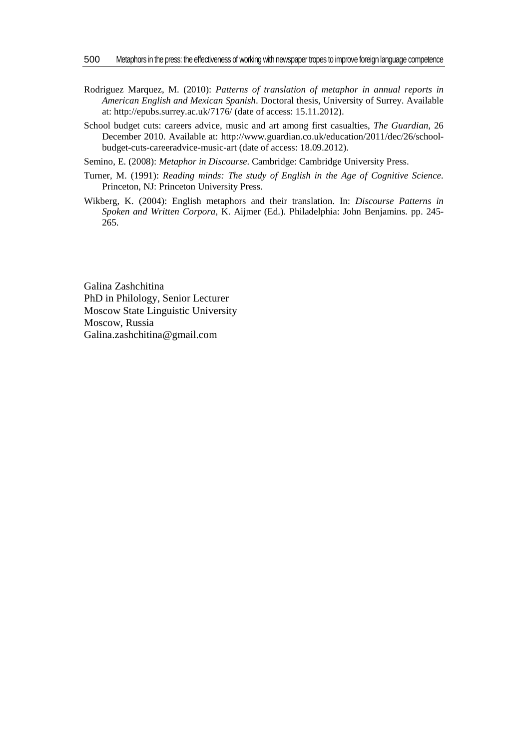Rodriguez Marquez, M. (2010): *Patterns of translation of metaphor in annual reports in American English and Mexican Spanish*. Doctoral thesis, University of Surrey. Available at: http://epubs.surrey.ac.uk/7176/ (date of access: 15.11.2012).

School budget cuts: careers advice, music and art among first casualties, *The Guardian*, 26 December 2010. Available at: http://www.guardian.co.uk/education/2011/dec/26/school-budget-cuts-careeradvice-music-art (date of access: 18.09.2012).

Semino, E. (2008): *Metaphor in Discourse*. Cambridge: Cambridge University Press.

Turner, M. (1991): *Reading minds: The study of English in the Age of Cognitive Science*. Princeton, NJ: Princeton University Press.

Wikberg, K. (2004): English metaphors and their translation. In: *Discourse Patterns in Spoken and Written Corpora*, K. Aijmer (Ed.). Philadelphia: John Benjamins. pp. 245-265.

Galina Zashchitina
PhD in Philology, Senior Lecturer
Moscow State Linguistic University
Moscow, Russia
Galina.zashchitina@gmail.com